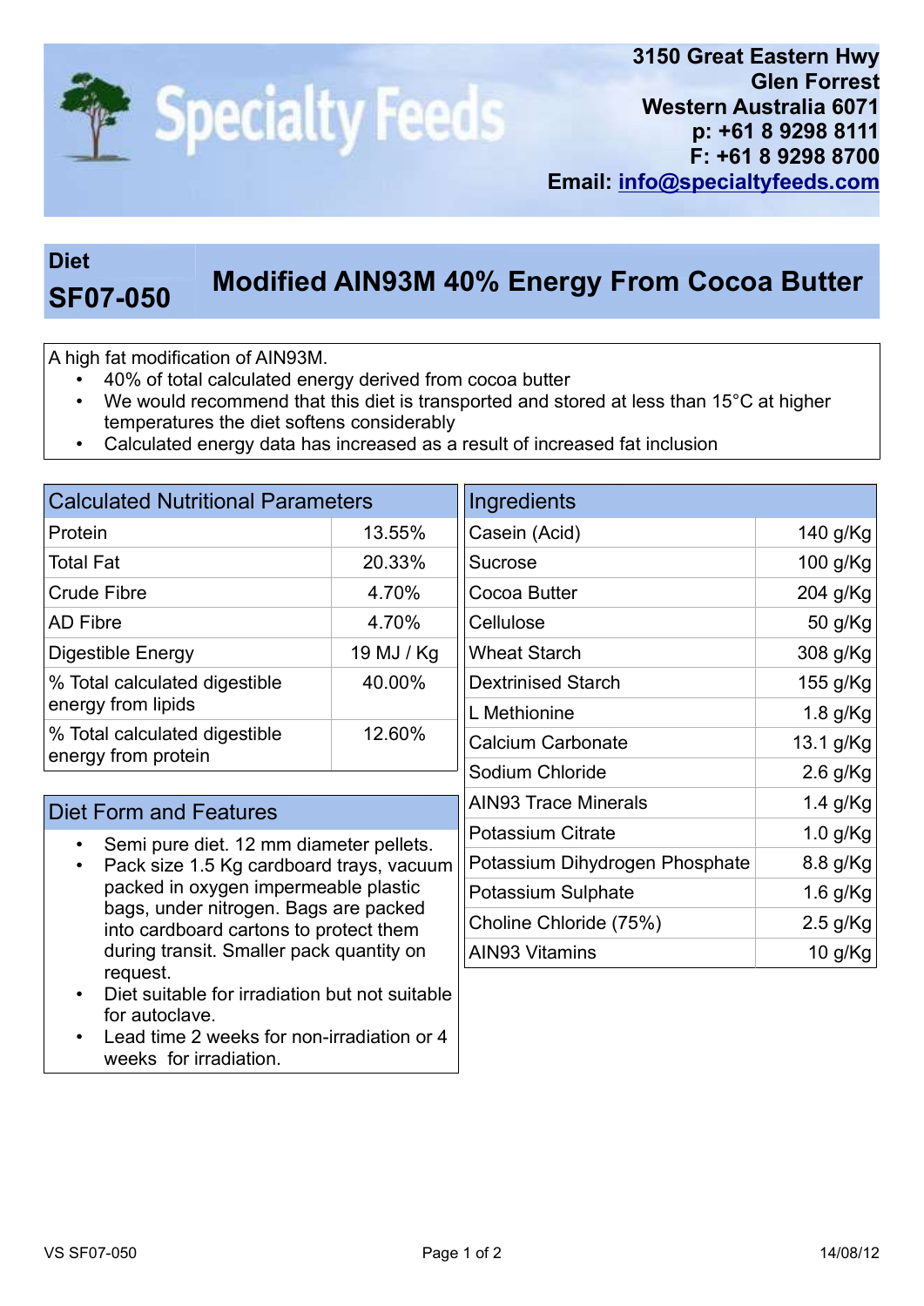**Specialty Feeds**

**3150 Great Eastern Hwy**
**Glen Forrest**
**Western Australia 6071**
**p: +61 8 9298 8111**
**F: +61 8 9298 8700**
**Email: info@specialtyfeeds.com**

# Diet SF07-050 — Modified AIN93M 40% Energy From Cocoa Butter

A high fat modification of AIN93M.

- 40% of total calculated energy derived from cocoa butter
- We would recommend that this diet is transported and stored at less than 15°C at higher temperatures the diet softens considerably
- Calculated energy data has increased as a result of increased fat inclusion

## Calculated Nutritional Parameters

| Parameter | Value |
|---|---|
| Protein | 13.55% |
| Total Fat | 20.33% |
| Crude Fibre | 4.70% |
| AD Fibre | 4.70% |
| Digestible Energy | 19 MJ / Kg |
| % Total calculated digestible energy from lipids | 40.00% |
| % Total calculated digestible energy from protein | 12.60% |

## Diet Form and Features

- Semi pure diet. 12 mm diameter pellets.
- Pack size 1.5 Kg cardboard trays, vacuum packed in oxygen impermeable plastic bags, under nitrogen. Bags are packed into cardboard cartons to protect them during transit. Smaller pack quantity on request.
- Diet suitable for irradiation but not suitable for autoclave.
- Lead time 2 weeks for non-irradiation or 4 weeks for irradiation.

## Ingredients

| Ingredient | Amount |
|---|---|
| Casein (Acid) | 140 g/Kg |
| Sucrose | 100 g/Kg |
| Cocoa Butter | 204 g/Kg |
| Cellulose | 50 g/Kg |
| Wheat Starch | 308 g/Kg |
| Dextrinised Starch | 155 g/Kg |
| L Methionine | 1.8 g/Kg |
| Calcium Carbonate | 13.1 g/Kg |
| Sodium Chloride | 2.6 g/Kg |
| AIN93 Trace Minerals | 1.4 g/Kg |
| Potassium Citrate | 1.0 g/Kg |
| Potassium Dihydrogen Phosphate | 8.8 g/Kg |
| Potassium Sulphate | 1.6 g/Kg |
| Choline Chloride (75%) | 2.5 g/Kg |
| AIN93 Vitamins | 10 g/Kg |

VS SF07-050 14/08/12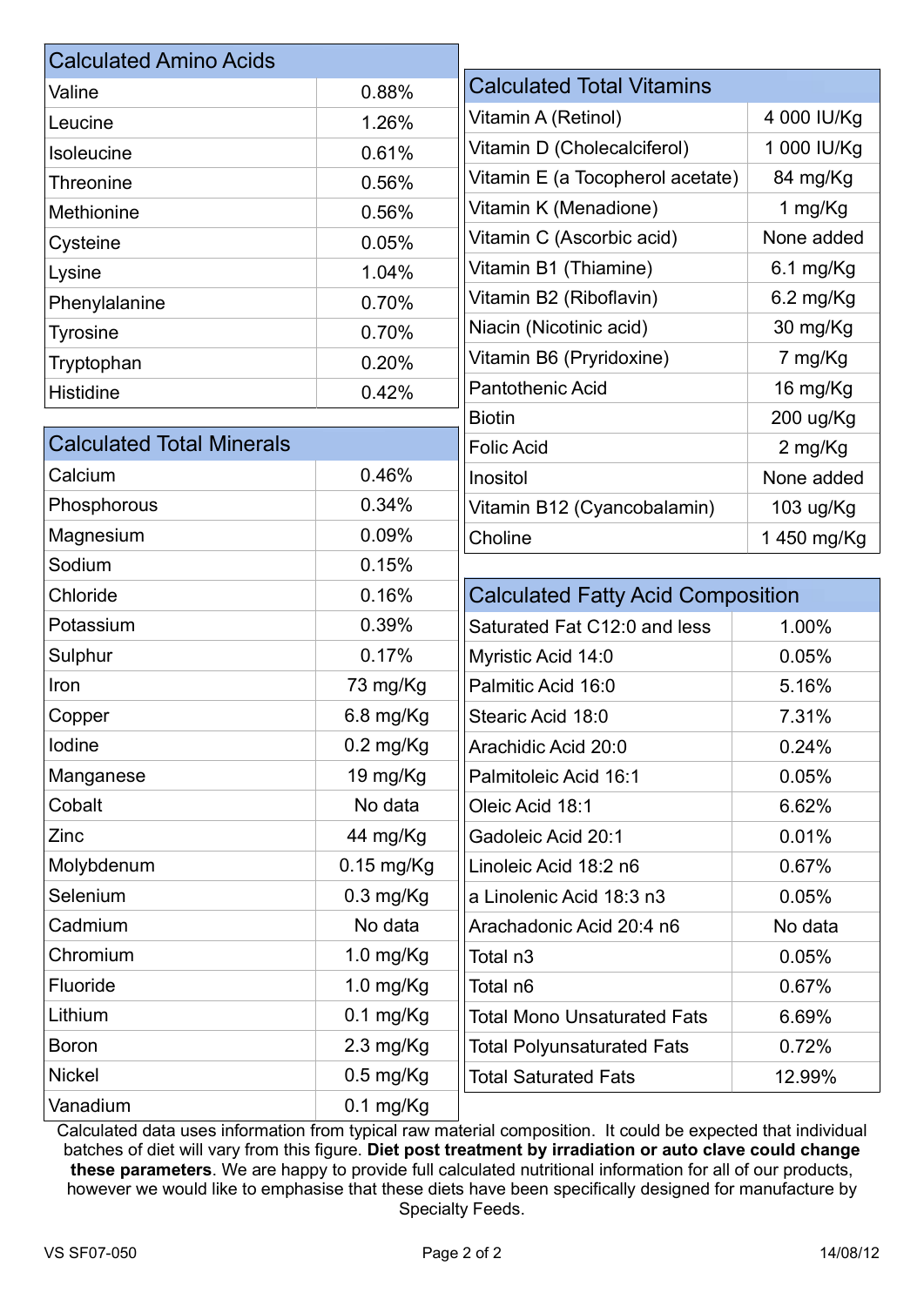| Calculated Amino Acids | |
|---|---|
| Valine | 0.88% |
| Leucine | 1.26% |
| Isoleucine | 0.61% |
| Threonine | 0.56% |
| Methionine | 0.56% |
| Cysteine | 0.05% |
| Lysine | 1.04% |
| Phenylalanine | 0.70% |
| Tyrosine | 0.70% |
| Tryptophan | 0.20% |
| Histidine | 0.42% |

| Calculated Total Minerals | |
|---|---|
| Calcium | 0.46% |
| Phosphorous | 0.34% |
| Magnesium | 0.09% |
| Sodium | 0.15% |
| Chloride | 0.16% |
| Potassium | 0.39% |
| Sulphur | 0.17% |
| Iron | 73 mg/Kg |
| Copper | 6.8 mg/Kg |
| Iodine | 0.2 mg/Kg |
| Manganese | 19 mg/Kg |
| Cobalt | No data |
| Zinc | 44 mg/Kg |
| Molybdenum | 0.15 mg/Kg |
| Selenium | 0.3 mg/Kg |
| Cadmium | No data |
| Chromium | 1.0 mg/Kg |
| Fluoride | 1.0 mg/Kg |
| Lithium | 0.1 mg/Kg |
| Boron | 2.3 mg/Kg |
| Nickel | 0.5 mg/Kg |
| Vanadium | 0.1 mg/Kg |

| Calculated Total Vitamins | |
|---|---|
| Vitamin A (Retinol) | 4 000 IU/Kg |
| Vitamin D (Cholecalciferol) | 1 000 IU/Kg |
| Vitamin E (a Tocopherol acetate) | 84 mg/Kg |
| Vitamin K (Menadione) | 1 mg/Kg |
| Vitamin C (Ascorbic acid) | None added |
| Vitamin B1 (Thiamine) | 6.1 mg/Kg |
| Vitamin B2 (Riboflavin) | 6.2 mg/Kg |
| Niacin (Nicotinic acid) | 30 mg/Kg |
| Vitamin B6 (Pryridoxine) | 7 mg/Kg |
| Pantothenic Acid | 16 mg/Kg |
| Biotin | 200 ug/Kg |
| Folic Acid | 2 mg/Kg |
| Inositol | None added |
| Vitamin B12 (Cyancobalamin) | 103 ug/Kg |
| Choline | 1 450 mg/Kg |

| Calculated Fatty Acid Composition | |
|---|---|
| Saturated Fat C12:0 and less | 1.00% |
| Myristic Acid 14:0 | 0.05% |
| Palmitic Acid 16:0 | 5.16% |
| Stearic Acid 18:0 | 7.31% |
| Arachidic Acid 20:0 | 0.24% |
| Palmitoleic Acid 16:1 | 0.05% |
| Oleic Acid 18:1 | 6.62% |
| Gadoleic Acid 20:1 | 0.01% |
| Linoleic Acid 18:2 n6 | 0.67% |
| a Linolenic Acid 18:3 n3 | 0.05% |
| Arachadonic Acid 20:4 n6 | No data |
| Total n3 | 0.05% |
| Total n6 | 0.67% |
| Total Mono Unsaturated Fats | 6.69% |
| Total Polyunsaturated Fats | 0.72% |
| Total Saturated Fats | 12.99% |

Calculated data uses information from typical raw material composition. It could be expected that individual batches of diet will vary from this figure. **Diet post treatment by irradiation or auto clave could change these parameters**. We are happy to provide full calculated nutritional information for all of our products, however we would like to emphasise that these diets have been specifically designed for manufacture by Specialty Feeds.

VS SF07-050 14/08/12